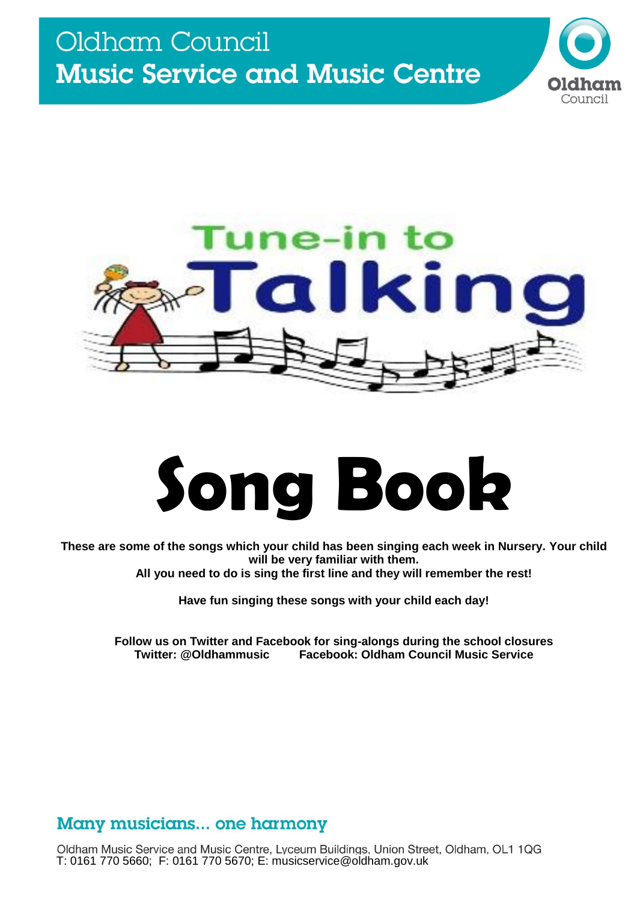Oldham Council
**Music Service and Music Centre**

Tune-in to Talking

# Song Book

**These are some of the songs which your child has been singing each week in Nursery. Your child will be very familiar with them.**
**All you need to do is sing the first line and they will remember the rest!**

**Have fun singing these songs with your child each day!**

**Follow us on Twitter and Facebook for sing-alongs during the school closures**
**Twitter: @Oldhammusic Facebook: Oldham Council Music Service**

Many musicians... one harmony

Oldham Music Service and Music Centre, Lyceum Buildings, Union Street, Oldham, OL1 1QG
T: 0161 770 5660; F: 0161 770 5670; E: musicservice@oldham.gov.uk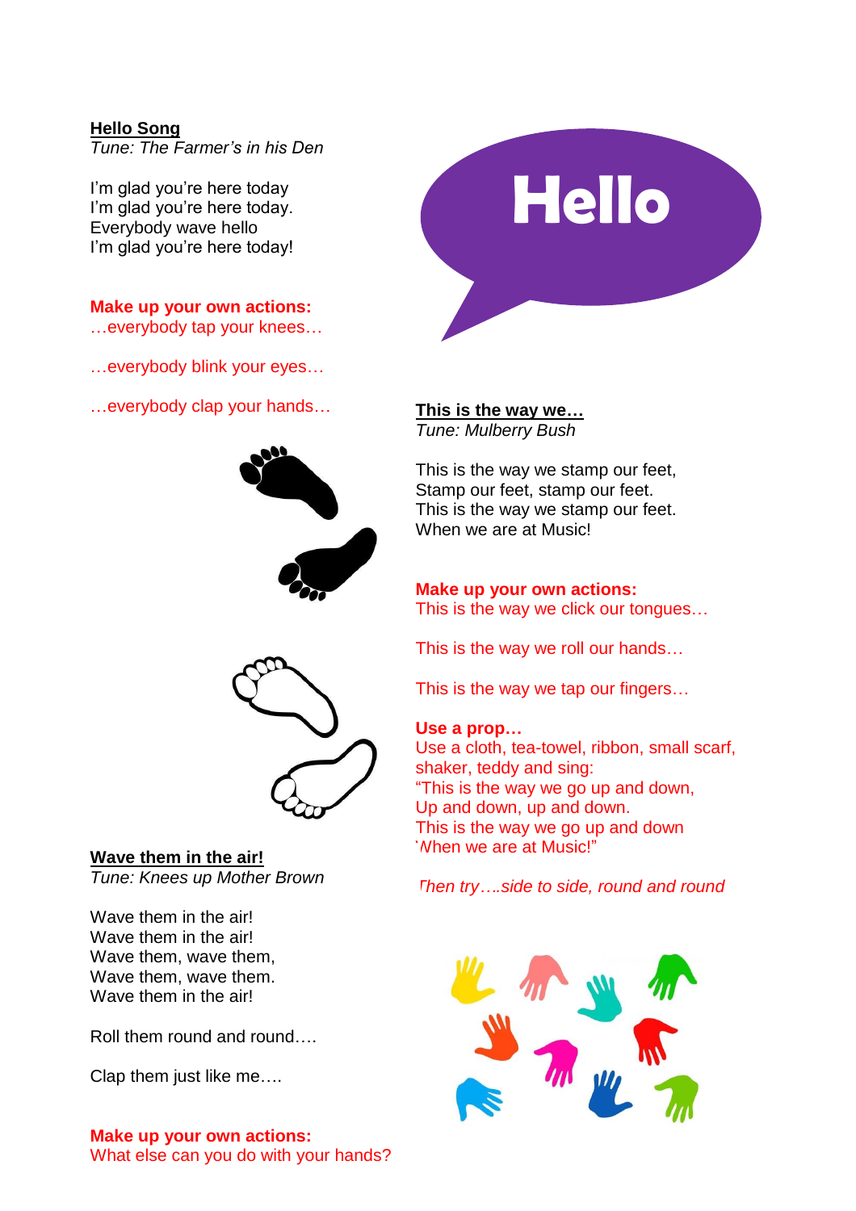## Hello Song

*Tune: The Farmer's in his Den*

I'm glad you're here today
I'm glad you're here today.
Everybody wave hello
I'm glad you're here today!

**Make up your own actions:**
…everybody tap your knees…

…everybody blink your eyes…

…everybody clap your hands…

Hello

## This is the way we…

*Tune: Mulberry Bush*

This is the way we stamp our feet,
Stamp our feet, stamp our feet.
This is the way we stamp our feet.
When we are at Music!

**Make up your own actions:**
This is the way we click our tongues…

This is the way we roll our hands…

This is the way we tap our fingers…

**Use a prop…**
Use a cloth, tea-towel, ribbon, small scarf, shaker, teddy and sing:
"This is the way we go up and down,
Up and down, up and down.
This is the way we go up and down
When we are at Music!"

*Then try….side to side, round and round*

## Wave them in the air!

*Tune: Knees up Mother Brown*

Wave them in the air!
Wave them in the air!
Wave them, wave them,
Wave them, wave them.
Wave them in the air!

Roll them round and round….

Clap them just like me….

**Make up your own actions:**
What else can you do with your hands?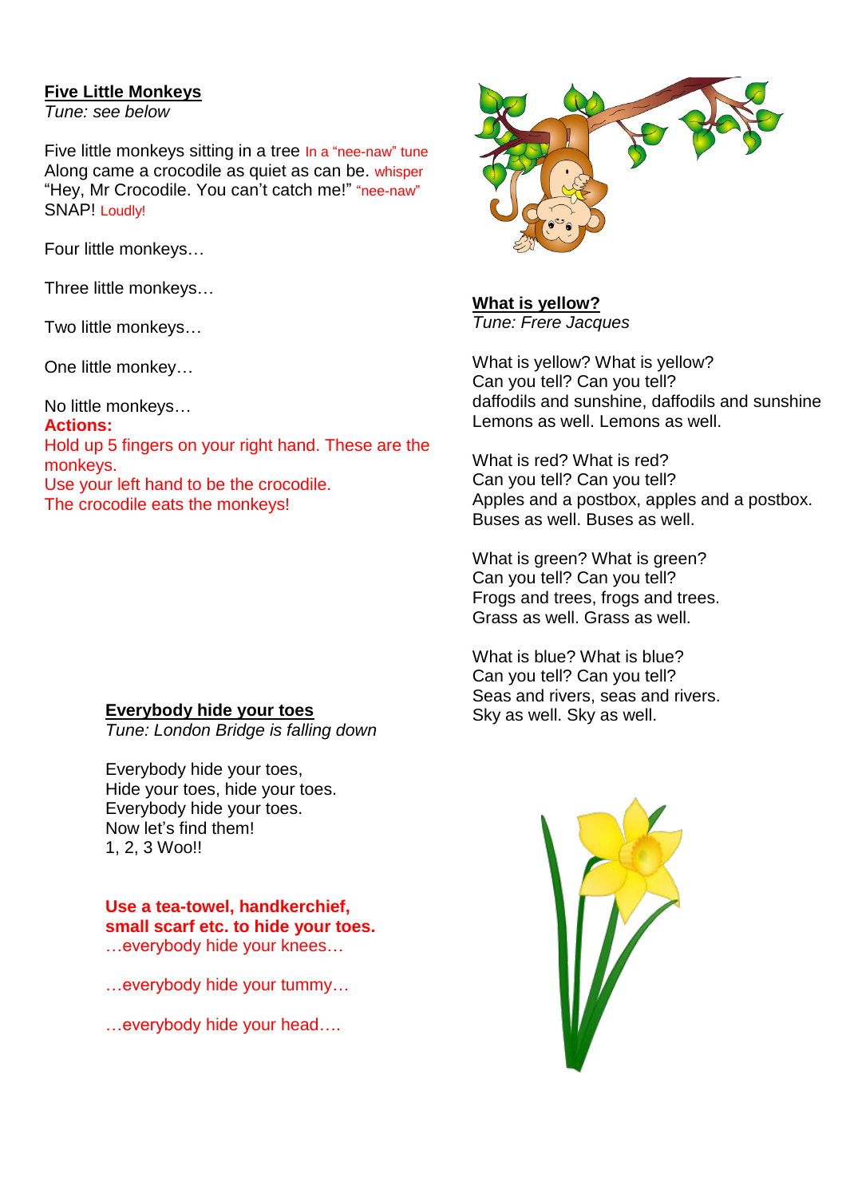**Five Little Monkeys**

*Tune: see below*

Five little monkeys sitting in a tree In a "nee-naw" tune
Along came a crocodile as quiet as can be. whisper
"Hey, Mr Crocodile. You can't catch me!" "nee-naw"
SNAP! Loudly!

Four little monkeys…

Three little monkeys…

Two little monkeys…

One little monkey…

No little monkeys…

**Actions:**
Hold up 5 fingers on your right hand. These are the monkeys.
Use your left hand to be the crocodile.
The crocodile eats the monkeys!

**Everybody hide your toes**

*Tune: London Bridge is falling down*

Everybody hide your toes,
Hide your toes, hide your toes.
Everybody hide your toes.
Now let's find them!
1, 2, 3 Woo!!

**Use a tea-towel, handkerchief, small scarf etc. to hide your toes.**
…everybody hide your knees…

…everybody hide your tummy…

…everybody hide your head….

**What is yellow?**

*Tune: Frere Jacques*

What is yellow? What is yellow?
Can you tell? Can you tell?
daffodils and sunshine, daffodils and sunshine
Lemons as well. Lemons as well.

What is red? What is red?
Can you tell? Can you tell?
Apples and a postbox, apples and a postbox.
Buses as well. Buses as well.

What is green? What is green?
Can you tell? Can you tell?
Frogs and trees, frogs and trees.
Grass as well. Grass as well.

What is blue? What is blue?
Can you tell? Can you tell?
Seas and rivers, seas and rivers.
Sky as well. Sky as well.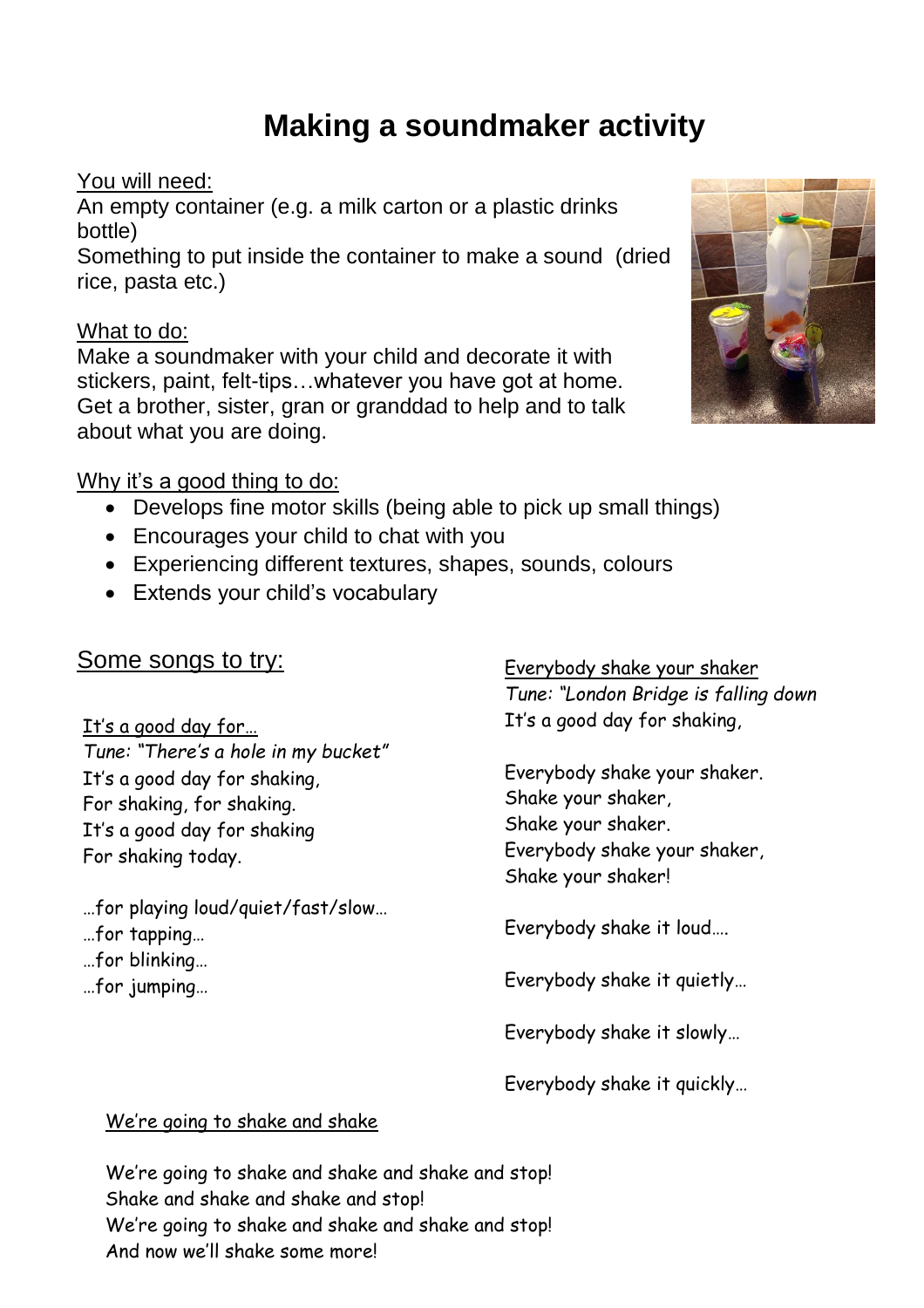# Making a soundmaker activity

You will need:

An empty container (e.g. a milk carton or a plastic drinks bottle)

Something to put inside the container to make a sound (dried rice, pasta etc.)

What to do:

Make a soundmaker with your child and decorate it with stickers, paint, felt-tips…whatever you have got at home. Get a brother, sister, gran or granddad to help and to talk about what you are doing.

Why it's a good thing to do:

- Develops fine motor skills (being able to pick up small things)
- Encourages your child to chat with you
- Experiencing different textures, shapes, sounds, colours
- Extends your child's vocabulary

## Some songs to try:

It's a good day for…

*Tune: "There's a hole in my bucket"*

It's a good day for shaking,
For shaking, for shaking.
It's a good day for shaking
For shaking today.

…for playing loud/quiet/fast/slow…
…for tapping…
…for blinking…
…for jumping…

Everybody shake your shaker

*Tune: "London Bridge is falling down*

It's a good day for shaking,

Everybody shake your shaker.
Shake your shaker,
Shake your shaker.
Everybody shake your shaker,
Shake your shaker!

Everybody shake it loud….

Everybody shake it quietly…

Everybody shake it slowly…

Everybody shake it quickly…

We're going to shake and shake

We're going to shake and shake and shake and stop!
Shake and shake and shake and stop!
We're going to shake and shake and shake and stop!
And now we'll shake some more!